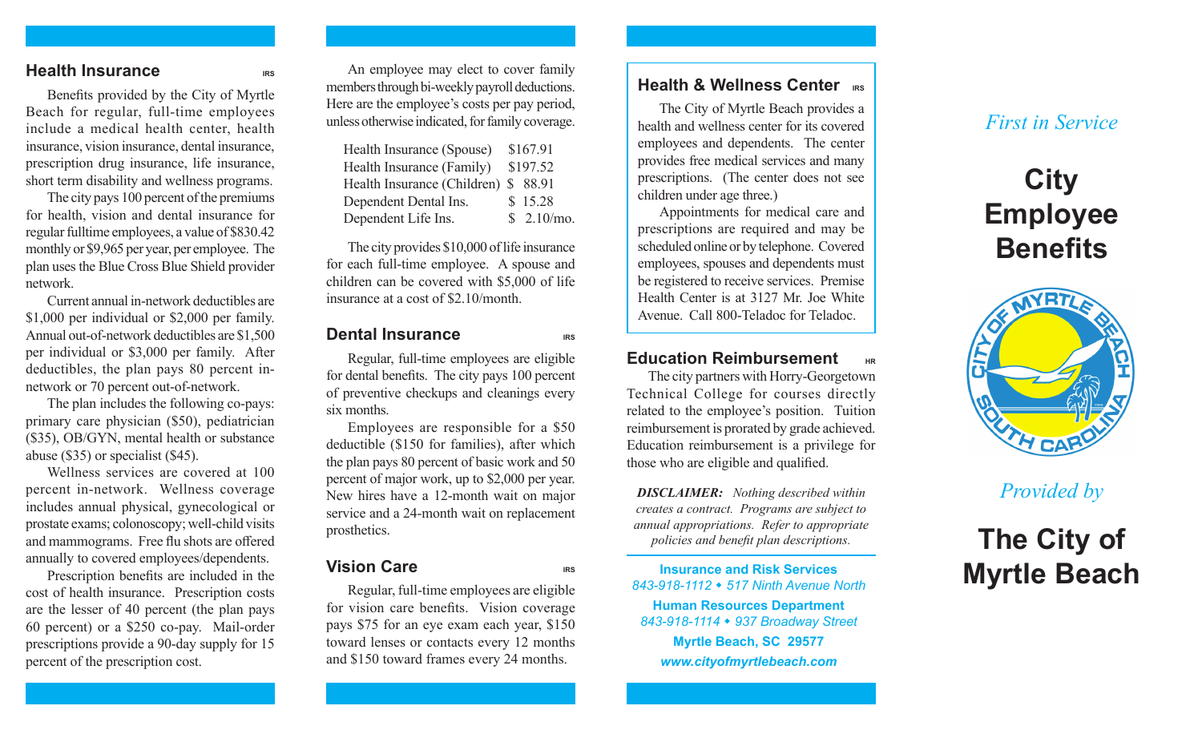## Health Insurance

IRS

Benefits provided by the City of Myrtle Beach for regular, full-time employees include a medical health center, health insurance, vision insurance, dental insurance, prescription drug insurance, life insurance, short term disability and wellness programs.

The city pays 100 percent of the premiums for health, vision and dental insurance for regular fulltime employees, a value of $830.42 monthly or $9,965 per year, per employee. The plan uses the Blue Cross Blue Shield provider network.

Current annual in-network deductibles are $1,000 per individual or $2,000 per family. Annual out-of-network deductibles are $1,500 per individual or $3,000 per family. After deductibles, the plan pays 80 percent in-network or 70 percent out-of-network.

The plan includes the following co-pays: primary care physician ($50), pediatrician ($35), OB/GYN, mental health or substance abuse ($35) or specialist ($45).

Wellness services are covered at 100 percent in-network. Wellness coverage includes annual physical, gynecological or prostate exams; colonoscopy; well-child visits and mammograms. Free flu shots are offered annually to covered employees/dependents.

Prescription benefits are included in the cost of health insurance. Prescription costs are the lesser of 40 percent (the plan pays 60 percent) or a $250 co-pay. Mail-order prescriptions provide a 90-day supply for 15 percent of the prescription cost.

An employee may elect to cover family members through bi-weekly payroll deductions. Here are the employee's costs per pay period, unless otherwise indicated, for family coverage.

| | |
|---|---|
| Health Insurance (Spouse) | $167.91 |
| Health Insurance (Family) | $197.52 |
| Health Insurance (Children) | $ 88.91 |
| Dependent Dental Ins. | $ 15.28 |
| Dependent Life Ins. | $ 2.10/mo. |

The city provides $10,000 of life insurance for each full-time employee. A spouse and children can be covered with $5,000 of life insurance at a cost of $2.10/month.

## Dental Insurance

IRS

Regular, full-time employees are eligible for dental benefits. The city pays 100 percent of preventive checkups and cleanings every six months.

Employees are responsible for a $50 deductible ($150 for families), after which the plan pays 80 percent of basic work and 50 percent of major work, up to $2,000 per year. New hires have a 12-month wait on major service and a 24-month wait on replacement prosthetics.

## Vision Care

IRS

Regular, full-time employees are eligible for vision care benefits. Vision coverage pays $75 for an eye exam each year, $150 toward lenses or contacts every 12 months and $150 toward frames every 24 months.

## Health & Wellness Center

IRS

The City of Myrtle Beach provides a health and wellness center for its covered employees and dependents. The center provides free medical services and many prescriptions. (The center does not see children under age three.)

Appointments for medical care and prescriptions are required and may be scheduled online or by telephone. Covered employees, spouses and dependents must be registered to receive services. Premise Health Center is at 3127 Mr. Joe White Avenue. Call 800-Teladoc for Teladoc.

## Education Reimbursement

HR

The city partners with Horry-Georgetown Technical College for courses directly related to the employee's position. Tuition reimbursement is prorated by grade achieved. Education reimbursement is a privilege for those who are eligible and qualified.

***DISCLAIMER:*** *Nothing described within creates a contract. Programs are subject to annual appropriations. Refer to appropriate policies and benefit plan descriptions.*

**Insurance and Risk Services**
*843-918-1112 • 517 Ninth Avenue North*

**Human Resources Department**
*843-918-1114 • 937 Broadway Street*

**Myrtle Beach, SC 29577**

***www.cityofmyrtlebeach.com***

*First in Service*

# City Employee Benefits

CITY OF MYRTLE BEACH SOUTH CAROLINA

*Provided by*

# The City of Myrtle Beach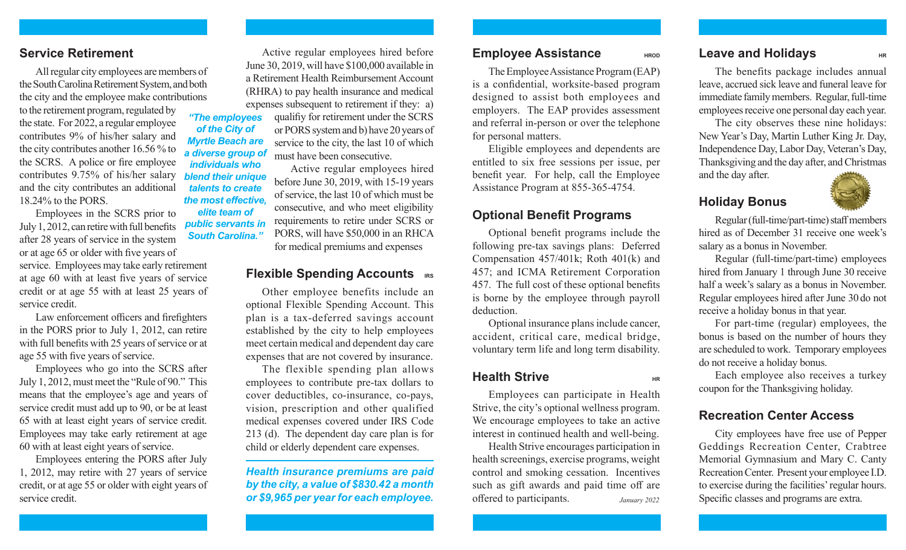## Service Retirement

All regular city employees are members of the South Carolina Retirement System, and both the city and the employee make contributions to the retirement program, regulated by the state. For 2022, a regular employee contributes 9% of his/her salary and the city contributes another 16.56 % to the SCRS. A police or fire employee contributes 9.75% of his/her salary and the city contributes an additional 18.24% to the PORS.

Employees in the SCRS prior to July 1, 2012, can retire with full benefits after 28 years of service in the system or at age 65 or older with five years of service. Employees may take early retirement at age 60 with at least five years of service credit or at age 55 with at least 25 years of service credit.

Law enforcement officers and firefighters in the PORS prior to July 1, 2012, can retire with full benefits with 25 years of service or at age 55 with five years of service.

Employees who go into the SCRS after July 1, 2012, must meet the "Rule of 90." This means that the employee's age and years of service credit must add up to 90, or be at least 65 with at least eight years of service credit. Employees may take early retirement at age 60 with at least eight years of service.

Employees entering the PORS after July 1, 2012, may retire with 27 years of service credit, or at age 55 or older with eight years of service credit.

***"The employees of the City of Myrtle Beach are a diverse group of individuals who blend their unique talents to create the most effective, elite team of public servants in South Carolina."***

Active regular employees hired before June 30, 2019, will have $100,000 available in a Retirement Health Reimbursement Account (RHRA) to pay health insurance and medical expenses subsequent to retirement if they: a) qualifiy for retirement under the SCRS or PORS system and b) have 20 years of service to the city, the last 10 of which must have been consecutive.

Active regular employees hired before June 30, 2019, with 15-19 years of service, the last 10 of which must be consecutive, and who meet eligibility requirements to retire under SCRS or PORS, will have $50,000 in an RHCA for medical premiums and expenses

## Flexible Spending Accounts

IRS

Other employee benefits include an optional Flexible Spending Account. This plan is a tax-deferred savings account established by the city to help employees meet certain medical and dependent day care expenses that are not covered by insurance.

The flexible spending plan allows employees to contribute pre-tax dollars to cover deductibles, co-insurance, co-pays, vision, prescription and other qualified medical expenses covered under IRS Code 213 (d). The dependent day care plan is for child or elderly dependent care expenses.

***Health insurance premiums are paid by the city, a value of $830.42 a month or $9,965 per year for each employee.***

## Employee Assistance

HROD

The Employee Assistance Program (EAP) is a confidential, worksite-based program designed to assist both employees and employers. The EAP provides assessment and referral in-person or over the telephone for personal matters.

Eligible employees and dependents are entitled to six free sessions per issue, per benefit year. For help, call the Employee Assistance Program at 855-365-4754.

## Optional Benefit Programs

Optional benefit programs include the following pre-tax savings plans: Deferred Compensation 457/401k; Roth 401(k) and 457; and ICMA Retirement Corporation 457. The full cost of these optional benefits is borne by the employee through payroll deduction.

Optional insurance plans include cancer, accident, critical care, medical bridge, voluntary term life and long term disability.

## Health Strive

HR

Employees can participate in Health Strive, the city's optional wellness program. We encourage employees to take an active interest in continued health and well-being.

Health Strive encourages participation in health screenings, exercise programs, weight control and smoking cessation. Incentives such as gift awards and paid time off are offered to participants.

*January 2022*

## Leave and Holidays

HR

The benefits package includes annual leave, accrued sick leave and funeral leave for immediate family members. Regular, full-time employees receive one personal day each year.

The city observes these nine holidays: New Year's Day, Martin Luther King Jr. Day, Independence Day, Labor Day, Veteran's Day, Thanksgiving and the day after, and Christmas and the day after.

## Holiday Bonus

Regular (full-time/part-time) staff members hired as of December 31 receive one week's salary as a bonus in November.

Regular (full-time/part-time) employees hired from January 1 through June 30 receive half a week's salary as a bonus in November. Regular employees hired after June 30 do not receive a holiday bonus in that year.

For part-time (regular) employees, the bonus is based on the number of hours they are scheduled to work. Temporary employees do not receive a holiday bonus.

Each employee also receives a turkey coupon for the Thanksgiving holiday.

## Recreation Center Access

City employees have free use of Pepper Geddings Recreation Center, Crabtree Memorial Gymnasium and Mary C. Canty Recreation Center. Present your employee I.D. to exercise during the facilities' regular hours. Specific classes and programs are extra.